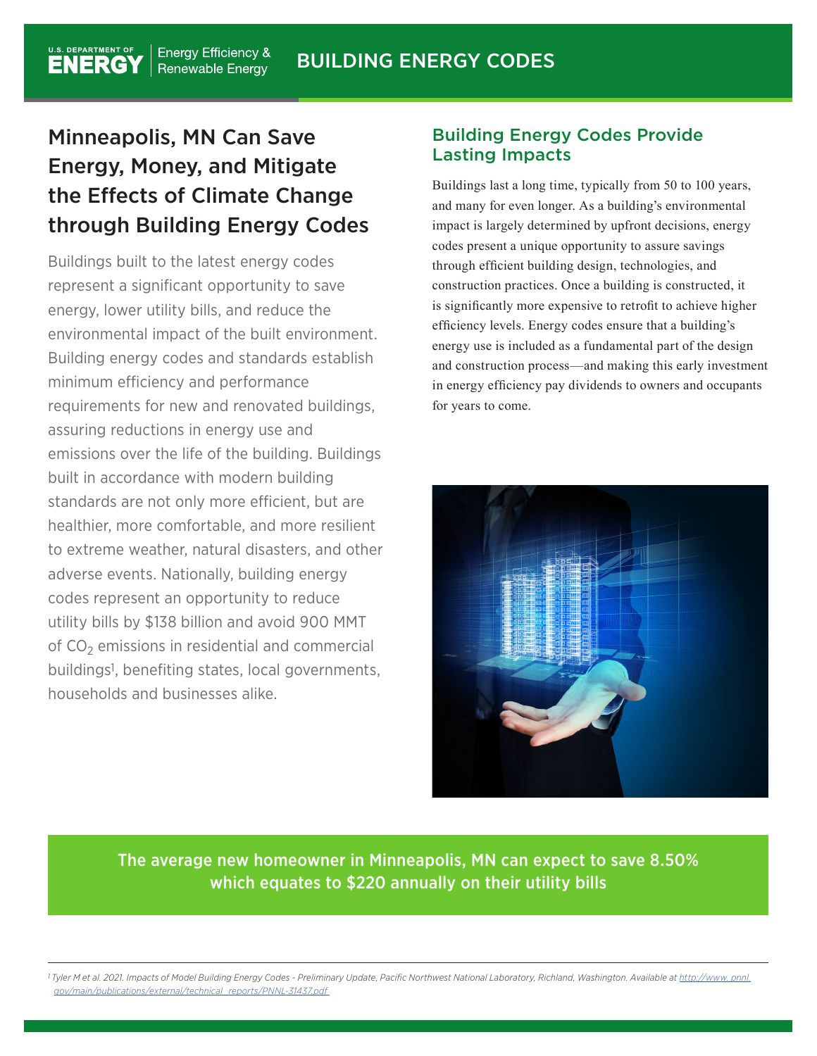# Minneapolis, MN Can Save Energy, Money, and Mitigate the Effects of Climate Change through Building Energy Codes

Buildings built to the latest energy codes represent a significant opportunity to save energy, lower utility bills, and reduce the environmental impact of the built environment. Building energy codes and standards establish minimum efficiency and performance requirements for new and renovated buildings, assuring reductions in energy use and emissions over the life of the building. Buildings built in accordance with modern building standards are not only more efficient, but are healthier, more comfortable, and more resilient to extreme weather, natural disasters, and other adverse events. Nationally, building energy codes represent an opportunity to reduce utility bills by $138 billion and avoid 900 MMT of $CO_2$ emissions in residential and commercial buildings[1], benefiting states, local governments, households and businesses alike.

## Building Energy Codes Provide Lasting Impacts

Buildings last a long time, typically from 50 to 100 years, and many for even longer. As a building's environmental impact is largely determined by upfront decisions, energy codes present a unique opportunity to assure savings through efficient building design, technologies, and construction practices. Once a building is constructed, it is significantly more expensive to retrofit to achieve higher efficiency levels. Energy codes ensure that a building's energy use is included as a fundamental part of the design and construction process—and making this early investment in energy efficiency pay dividends to owners and occupants for years to come.

**The average new homeowner in Minneapolis, MN can expect to save 8.50% which equates to $220 annually on their utility bills**

[1] *Tyler M et al. 2021. Impacts of Model Building Energy Codes - Preliminary Update, Pacific Northwest National Laboratory, Richland, Washington. Available at http://www.pnnl.gov/main/publications/external/technical_reports/PNNL-31437.pdf*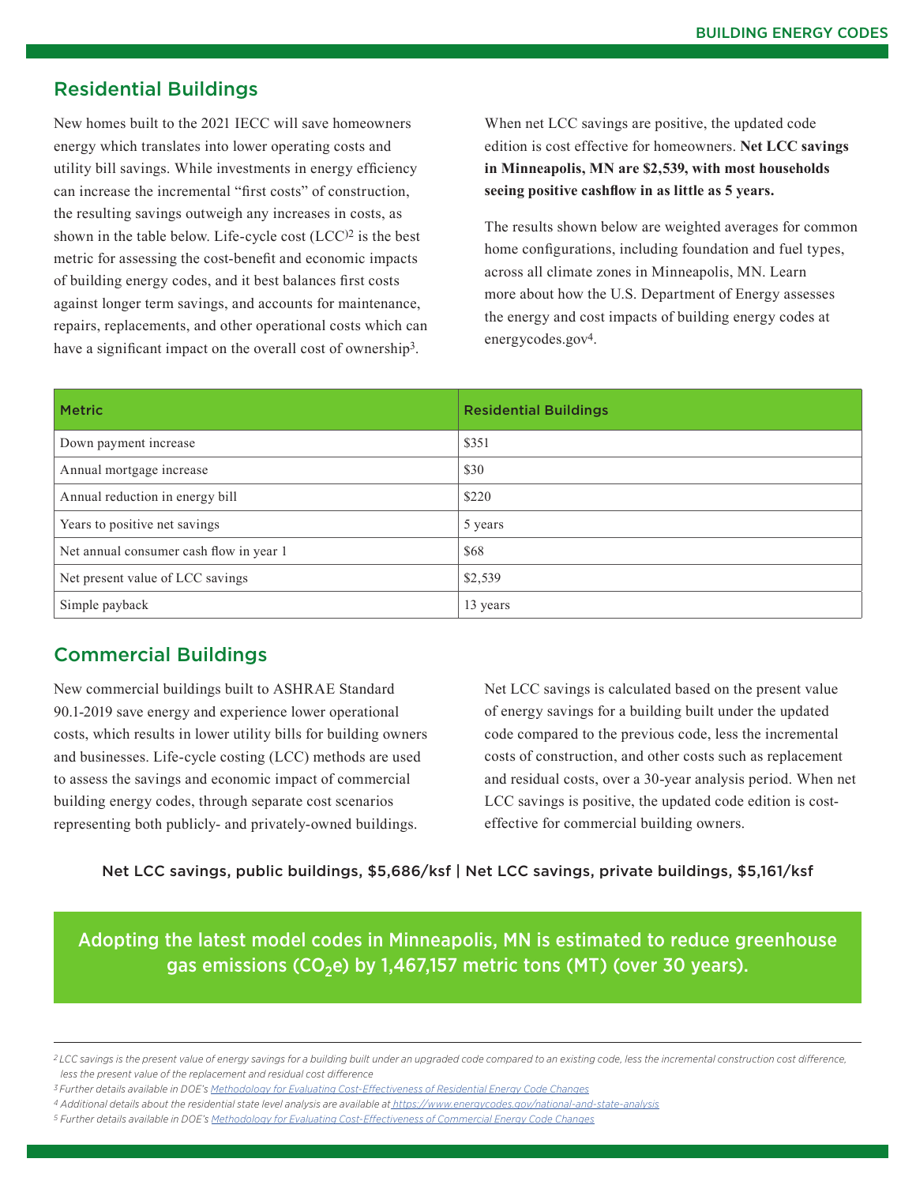## Residential Buildings

New homes built to the 2021 IECC will save homeowners energy which translates into lower operating costs and utility bill savings. While investments in energy efficiency can increase the incremental "first costs" of construction, the resulting savings outweigh any increases in costs, as shown in the table below. Life-cycle cost (LCC)[2] is the best metric for assessing the cost-benefit and economic impacts of building energy codes, and it best balances first costs against longer term savings, and accounts for maintenance, repairs, replacements, and other operational costs which can have a significant impact on the overall cost of ownership[3].

When net LCC savings are positive, the updated code edition is cost effective for homeowners. **Net LCC savings in Minneapolis, MN are $2,539, with most households seeing positive cashflow in as little as 5 years.**

The results shown below are weighted averages for common home configurations, including foundation and fuel types, across all climate zones in Minneapolis, MN. Learn more about how the U.S. Department of Energy assesses the energy and cost impacts of building energy codes at energycodes.gov[4].

| Metric | Residential Buildings |
|---|---|
| Down payment increase | $351 |
| Annual mortgage increase | $30 |
| Annual reduction in energy bill | $220 |
| Years to positive net savings | 5 years |
| Net annual consumer cash flow in year 1 | $68 |
| Net present value of LCC savings | $2,539 |
| Simple payback | 13 years |

## Commercial Buildings

New commercial buildings built to ASHRAE Standard 90.1-2019 save energy and experience lower operational costs, which results in lower utility bills for building owners and businesses. Life-cycle costing (LCC) methods are used to assess the savings and economic impact of commercial building energy codes, through separate cost scenarios representing both publicly- and privately-owned buildings.

Net LCC savings is calculated based on the present value of energy savings for a building built under the updated code compared to the previous code, less the incremental costs of construction, and other costs such as replacement and residual costs, over a 30-year analysis period. When net LCC savings is positive, the updated code edition is cost-effective for commercial building owners.

Net LCC savings, public buildings, $5,686/ksf | Net LCC savings, private buildings, $5,161/ksf

**Adopting the latest model codes in Minneapolis, MN is estimated to reduce greenhouse gas emissions ($CO_2e$) by 1,467,157 metric tons (MT) (over 30 years).**

---

*[2] LCC savings is the present value of energy savings for a building built under an upgraded code compared to an existing code, less the incremental construction cost difference, less the present value of the replacement and residual cost difference*

*[3] Further details available in DOE's Methodology for Evaluating Cost-Effectiveness of Residential Energy Code Changes*

*[4] Additional details about the residential state level analysis are available at https://www.energycodes.gov/national-and-state-analysis*

*[5] Further details available in DOE's Methodology for Evaluating Cost-Effectiveness of Commercial Energy Code Changes*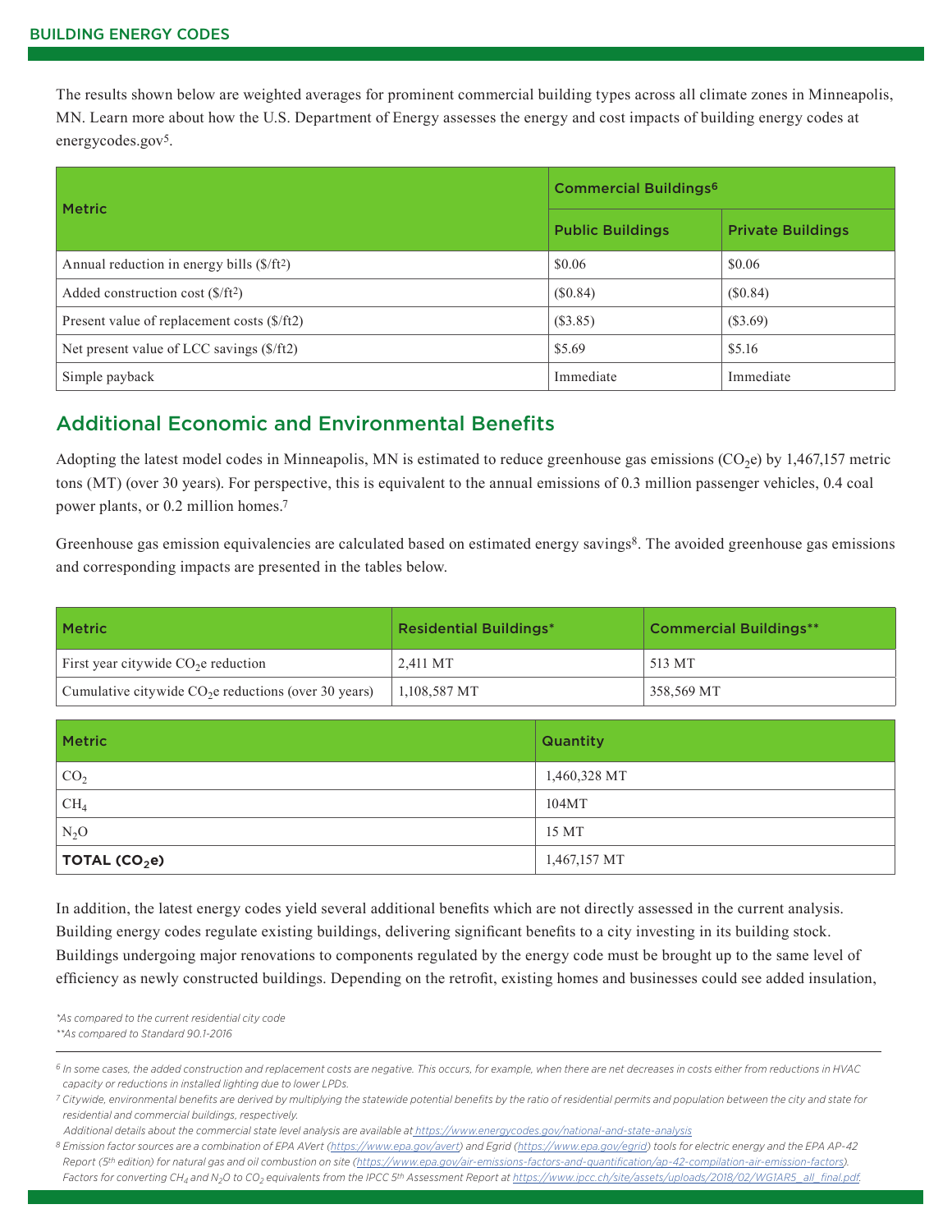The results shown below are weighted averages for prominent commercial building types across all climate zones in Minneapolis, MN. Learn more about how the U.S. Department of Energy assesses the energy and cost impacts of building energy codes at energycodes.gov[5].

| Metric | Commercial Buildings[6] | |
|---|---|---|
| | Public Buildings | Private Buildings |
| Annual reduction in energy bills ($/ft$^2$) | $0.06 | $0.06 |
| Added construction cost ($/ft$^2$) | ($0.84) | ($0.84) |
| Present value of replacement costs ($/ft2) | ($3.85) | ($3.69) |
| Net present value of LCC savings ($/ft2) | $5.69 | $5.16 |
| Simple payback | Immediate | Immediate |

## Additional Economic and Environmental Benefits

Adopting the latest model codes in Minneapolis, MN is estimated to reduce greenhouse gas emissions ($CO_2e$) by 1,467,157 metric tons (MT) (over 30 years). For perspective, this is equivalent to the annual emissions of 0.3 million passenger vehicles, 0.4 coal power plants, or 0.2 million homes.[7]

Greenhouse gas emission equivalencies are calculated based on estimated energy savings[8]. The avoided greenhouse gas emissions and corresponding impacts are presented in the tables below.

| Metric | Residential Buildings* | Commercial Buildings** |
|---|---|---|
| First year citywide $CO_2e$ reduction | 2,411 MT | 513 MT |
| Cumulative citywide $CO_2e$ reductions (over 30 years) | 1,108,587 MT | 358,569 MT |

| Metric | Quantity |
|---|---|
| $CO_2$ | 1,460,328 MT |
| $CH_4$ | 104MT |
| $N_2O$ | 15 MT |
| **TOTAL ($CO_2e$)** | 1,467,157 MT |

In addition, the latest energy codes yield several additional benefits which are not directly assessed in the current analysis. Building energy codes regulate existing buildings, delivering significant benefits to a city investing in its building stock. Buildings undergoing major renovations to components regulated by the energy code must be brought up to the same level of efficiency as newly constructed buildings. Depending on the retrofit, existing homes and businesses could see added insulation,

*\*As compared to the current residential city code*
*\*\*As compared to Standard 90.1-2016*

*[6] In some cases, the added construction and replacement costs are negative. This occurs, for example, when there are net decreases in costs either from reductions in HVAC capacity or reductions in installed lighting due to lower LPDs.*

*[7] Citywide, environmental benefits are derived by multiplying the statewide potential benefits by the ratio of residential permits and population between the city and state for residential and commercial buildings, respectively.*
*Additional details about the commercial state level analysis are available at https://www.energycodes.gov/national-and-state-analysis*

*[8] Emission factor sources are a combination of EPA AVert (https://www.epa.gov/avert) and Egrid (https://www.epa.gov/egrid) tools for electric energy and the EPA AP-42 Report (5th edition) for natural gas and oil combustion on site (https://www.epa.gov/air-emissions-factors-and-quantification/ap-42-compilation-air-emission-factors). Factors for converting $CH_4$ and $N_2O$ to $CO_2$ equivalents from the IPCC 5th Assessment Report at https://www.ipcc.ch/site/assets/uploads/2018/02/WG1AR5_all_final.pdf.*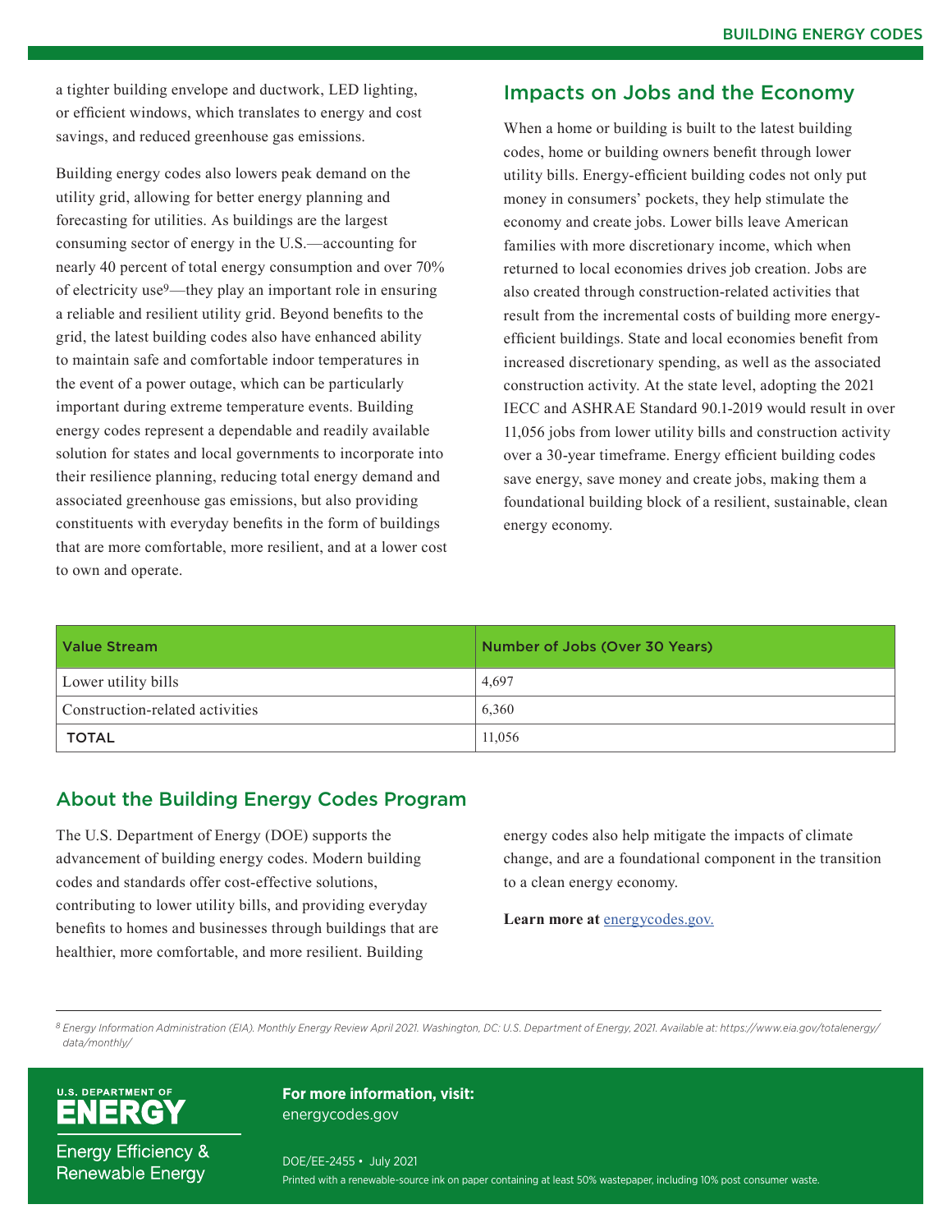a tighter building envelope and ductwork, LED lighting, or efficient windows, which translates to energy and cost savings, and reduced greenhouse gas emissions.

Building energy codes also lowers peak demand on the utility grid, allowing for better energy planning and forecasting for utilities. As buildings are the largest consuming sector of energy in the U.S.—accounting for nearly 40 percent of total energy consumption and over 70% of electricity use[9]—they play an important role in ensuring a reliable and resilient utility grid. Beyond benefits to the grid, the latest building codes also have enhanced ability to maintain safe and comfortable indoor temperatures in the event of a power outage, which can be particularly important during extreme temperature events. Building energy codes represent a dependable and readily available solution for states and local governments to incorporate into their resilience planning, reducing total energy demand and associated greenhouse gas emissions, but also providing constituents with everyday benefits in the form of buildings that are more comfortable, more resilient, and at a lower cost to own and operate.

## Impacts on Jobs and the Economy

When a home or building is built to the latest building codes, home or building owners benefit through lower utility bills. Energy-efficient building codes not only put money in consumers' pockets, they help stimulate the economy and create jobs. Lower bills leave American families with more discretionary income, which when returned to local economies drives job creation. Jobs are also created through construction-related activities that result from the incremental costs of building more energy-efficient buildings. State and local economies benefit from increased discretionary spending, as well as the associated construction activity. At the state level, adopting the 2021 IECC and ASHRAE Standard 90.1-2019 would result in over 11,056 jobs from lower utility bills and construction activity over a 30-year timeframe. Energy efficient building codes save energy, save money and create jobs, making them a foundational building block of a resilient, sustainable, clean energy economy.

| Value Stream | Number of Jobs (Over 30 Years) |
|---|---|
| Lower utility bills | 4,697 |
| Construction-related activities | 6,360 |
| TOTAL | 11,056 |

## About the Building Energy Codes Program

The U.S. Department of Energy (DOE) supports the advancement of building energy codes. Modern building codes and standards offer cost-effective solutions, contributing to lower utility bills, and providing everyday benefits to homes and businesses through buildings that are healthier, more comfortable, and more resilient. Building energy codes also help mitigate the impacts of climate change, and are a foundational component in the transition to a clean energy economy.

**Learn more at** energycodes.gov.

*[8] Energy Information Administration (EIA). Monthly Energy Review April 2021. Washington, DC: U.S. Department of Energy, 2021. Available at: https://www.eia.gov/totalenergy/data/monthly/*

U.S. DEPARTMENT OF ENERGY

Energy Efficiency & Renewable Energy

**For more information, visit:**
energycodes.gov

DOE/EE-2455 • July 2021

Printed with a renewable-source ink on paper containing at least 50% wastepaper, including 10% post consumer waste.